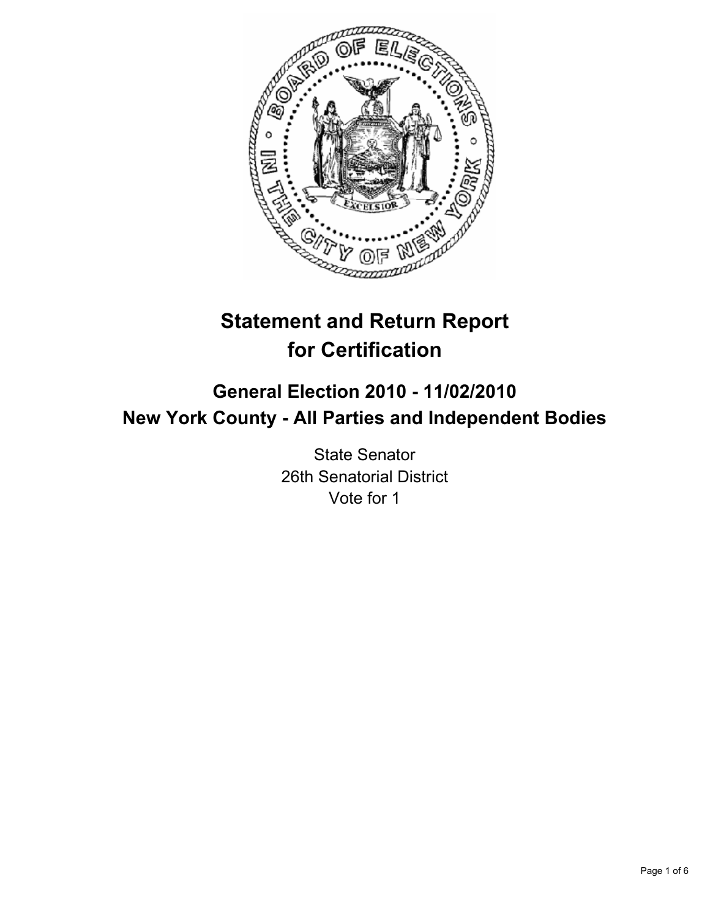# Statement and Return Report for Certification

## General Election 2010 - 11/02/2010
## New York County - All Parties and Independent Bodies

State Senator
26th Senatorial District
Vote for 1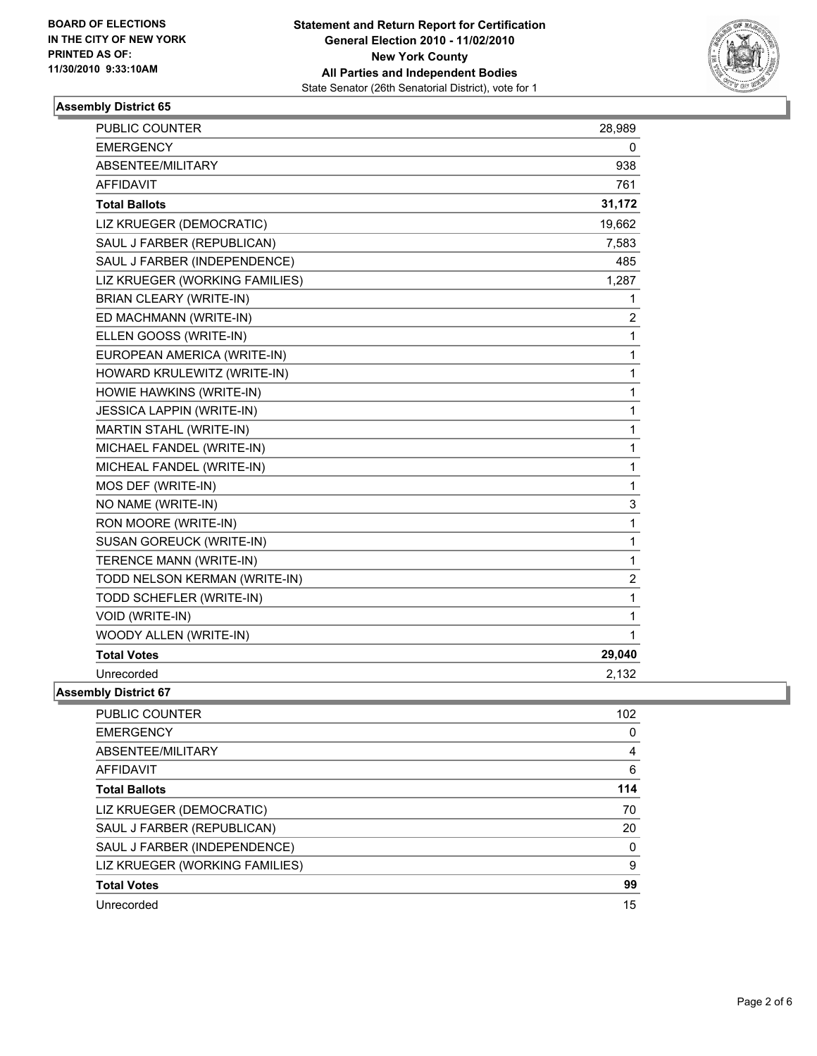**BOARD OF ELECTIONS IN THE CITY OF NEW YORK PRINTED AS OF: 11/30/2010 9:33:10AM**

**Statement and Return Report for Certification General Election 2010 - 11/02/2010 New York County All Parties and Independent Bodies**

State Senator (26th Senatorial District), vote for 1

### Assembly District 65

| | |
|---|---|
| PUBLIC COUNTER | 28,989 |
| EMERGENCY | 0 |
| ABSENTEE/MILITARY | 938 |
| AFFIDAVIT | 761 |
| **Total Ballots** | **31,172** |
| LIZ KRUEGER (DEMOCRATIC) | 19,662 |
| SAUL J FARBER (REPUBLICAN) | 7,583 |
| SAUL J FARBER (INDEPENDENCE) | 485 |
| LIZ KRUEGER (WORKING FAMILIES) | 1,287 |
| BRIAN CLEARY (WRITE-IN) | 1 |
| ED MACHMANN (WRITE-IN) | 2 |
| ELLEN GOOSS (WRITE-IN) | 1 |
| EUROPEAN AMERICA (WRITE-IN) | 1 |
| HOWARD KRULEWITZ (WRITE-IN) | 1 |
| HOWIE HAWKINS (WRITE-IN) | 1 |
| JESSICA LAPPIN (WRITE-IN) | 1 |
| MARTIN STAHL (WRITE-IN) | 1 |
| MICHAEL FANDEL (WRITE-IN) | 1 |
| MICHEAL FANDEL (WRITE-IN) | 1 |
| MOS DEF (WRITE-IN) | 1 |
| NO NAME (WRITE-IN) | 3 |
| RON MOORE (WRITE-IN) | 1 |
| SUSAN GOREUCK (WRITE-IN) | 1 |
| TERENCE MANN (WRITE-IN) | 1 |
| TODD NELSON KERMAN (WRITE-IN) | 2 |
| TODD SCHEFLER (WRITE-IN) | 1 |
| VOID (WRITE-IN) | 1 |
| WOODY ALLEN (WRITE-IN) | 1 |
| **Total Votes** | **29,040** |
| Unrecorded | 2,132 |

### Assembly District 67

| | |
|---|---|
| PUBLIC COUNTER | 102 |
| EMERGENCY | 0 |
| ABSENTEE/MILITARY | 4 |
| AFFIDAVIT | 6 |
| **Total Ballots** | **114** |
| LIZ KRUEGER (DEMOCRATIC) | 70 |
| SAUL J FARBER (REPUBLICAN) | 20 |
| SAUL J FARBER (INDEPENDENCE) | 0 |
| LIZ KRUEGER (WORKING FAMILIES) | 9 |
| **Total Votes** | **99** |
| Unrecorded | 15 |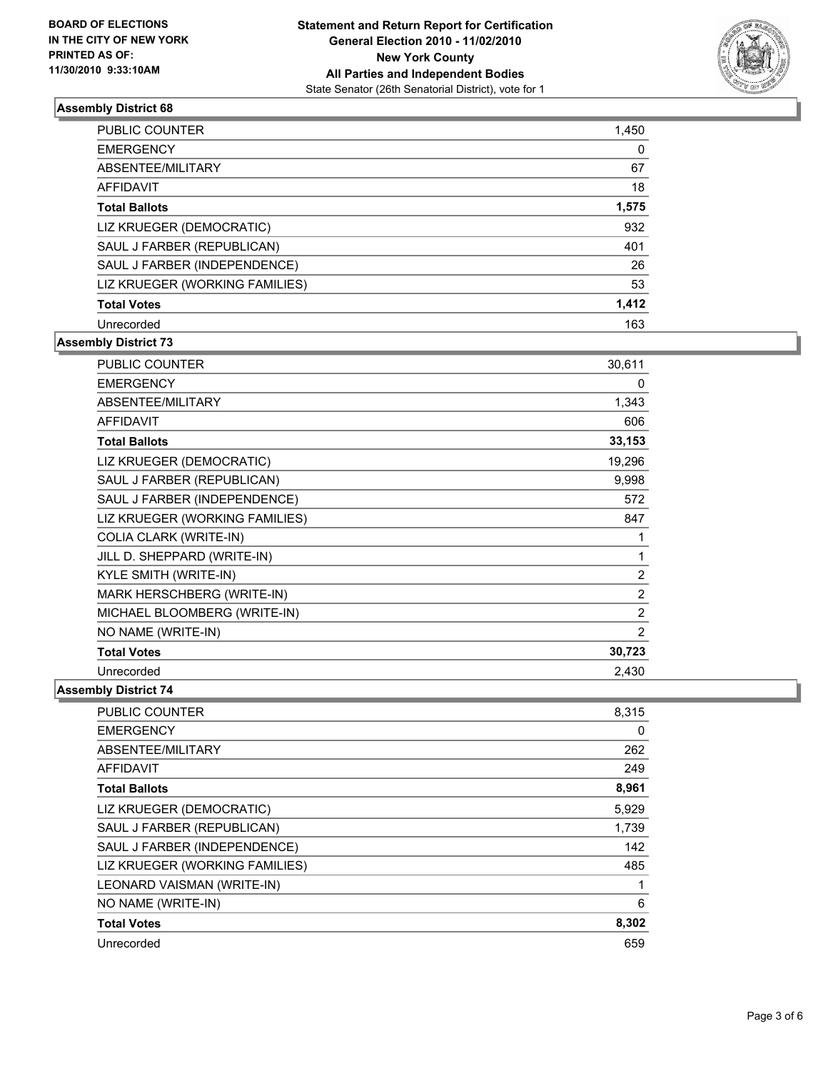**BOARD OF ELECTIONS IN THE CITY OF NEW YORK PRINTED AS OF: 11/30/2010 9:33:10AM**

**Statement and Return Report for Certification**
**General Election 2010 - 11/02/2010**
**New York County**
**All Parties and Independent Bodies**
State Senator (26th Senatorial District), vote for 1

### Assembly District 68

| | |
|---|---|
| PUBLIC COUNTER | 1,450 |
| EMERGENCY | 0 |
| ABSENTEE/MILITARY | 67 |
| AFFIDAVIT | 18 |
| **Total Ballots** | **1,575** |
| LIZ KRUEGER (DEMOCRATIC) | 932 |
| SAUL J FARBER (REPUBLICAN) | 401 |
| SAUL J FARBER (INDEPENDENCE) | 26 |
| LIZ KRUEGER (WORKING FAMILIES) | 53 |
| **Total Votes** | **1,412** |
| Unrecorded | 163 |

### Assembly District 73

| | |
|---|---|
| PUBLIC COUNTER | 30,611 |
| EMERGENCY | 0 |
| ABSENTEE/MILITARY | 1,343 |
| AFFIDAVIT | 606 |
| **Total Ballots** | **33,153** |
| LIZ KRUEGER (DEMOCRATIC) | 19,296 |
| SAUL J FARBER (REPUBLICAN) | 9,998 |
| SAUL J FARBER (INDEPENDENCE) | 572 |
| LIZ KRUEGER (WORKING FAMILIES) | 847 |
| COLIA CLARK (WRITE-IN) | 1 |
| JILL D. SHEPPARD (WRITE-IN) | 1 |
| KYLE SMITH (WRITE-IN) | 2 |
| MARK HERSCHBERG (WRITE-IN) | 2 |
| MICHAEL BLOOMBERG (WRITE-IN) | 2 |
| NO NAME (WRITE-IN) | 2 |
| **Total Votes** | **30,723** |
| Unrecorded | 2,430 |

### Assembly District 74

| | |
|---|---|
| PUBLIC COUNTER | 8,315 |
| EMERGENCY | 0 |
| ABSENTEE/MILITARY | 262 |
| AFFIDAVIT | 249 |
| **Total Ballots** | **8,961** |
| LIZ KRUEGER (DEMOCRATIC) | 5,929 |
| SAUL J FARBER (REPUBLICAN) | 1,739 |
| SAUL J FARBER (INDEPENDENCE) | 142 |
| LIZ KRUEGER (WORKING FAMILIES) | 485 |
| LEONARD VAISMAN (WRITE-IN) | 1 |
| NO NAME (WRITE-IN) | 6 |
| **Total Votes** | **8,302** |
| Unrecorded | 659 |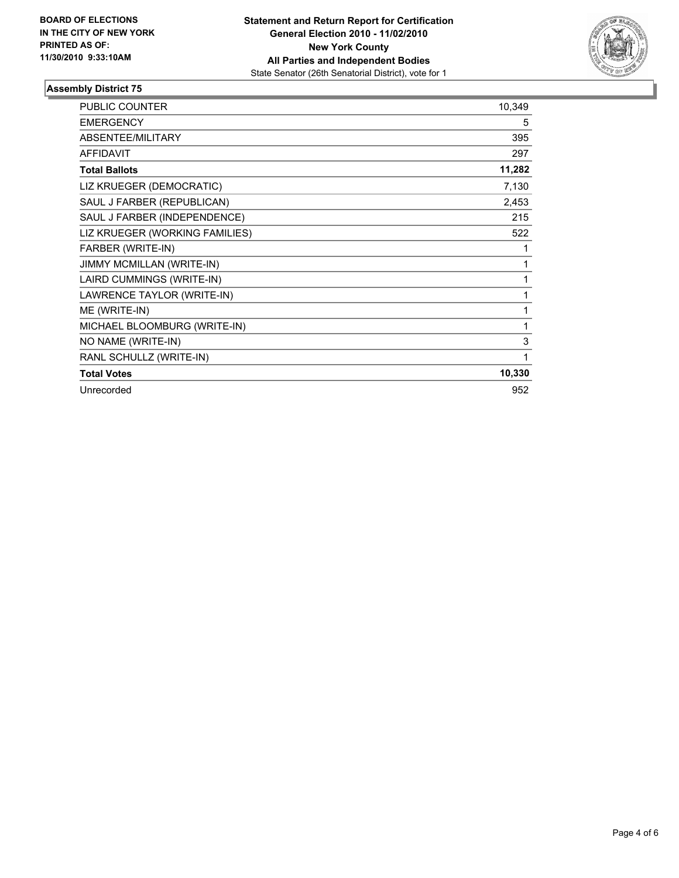**BOARD OF ELECTIONS IN THE CITY OF NEW YORK PRINTED AS OF: 11/30/2010 9:33:10AM**

**Statement and Return Report for Certification**
**General Election 2010 - 11/02/2010**
**New York County**
**All Parties and Independent Bodies**
State Senator (26th Senatorial District), vote for 1

## Assembly District 75

| | |
|---|---|
| PUBLIC COUNTER | 10,349 |
| EMERGENCY | 5 |
| ABSENTEE/MILITARY | 395 |
| AFFIDAVIT | 297 |
| **Total Ballots** | **11,282** |
| LIZ KRUEGER (DEMOCRATIC) | 7,130 |
| SAUL J FARBER (REPUBLICAN) | 2,453 |
| SAUL J FARBER (INDEPENDENCE) | 215 |
| LIZ KRUEGER (WORKING FAMILIES) | 522 |
| FARBER (WRITE-IN) | 1 |
| JIMMY MCMILLAN (WRITE-IN) | 1 |
| LAIRD CUMMINGS (WRITE-IN) | 1 |
| LAWRENCE TAYLOR (WRITE-IN) | 1 |
| ME (WRITE-IN) | 1 |
| MICHAEL BLOOMBURG (WRITE-IN) | 1 |
| NO NAME (WRITE-IN) | 3 |
| RANL SCHULLZ (WRITE-IN) | 1 |
| **Total Votes** | **10,330** |
| Unrecorded | 952 |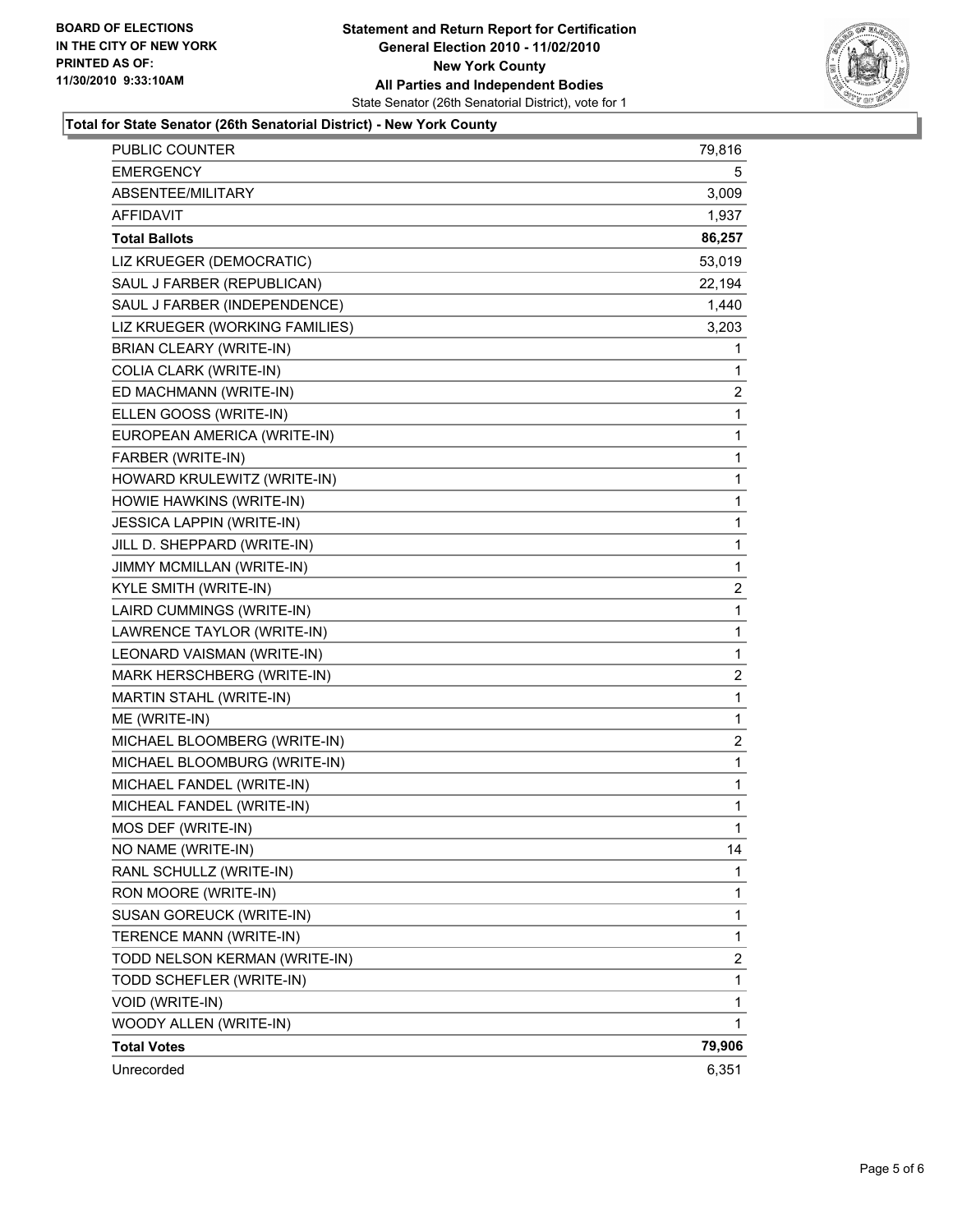**BOARD OF ELECTIONS IN THE CITY OF NEW YORK PRINTED AS OF: 11/30/2010 9:33:10AM**

# Statement and Return Report for Certification
## General Election 2010 - 11/02/2010
## New York County
## All Parties and Independent Bodies

State Senator (26th Senatorial District), vote for 1

### Total for State Senator (26th Senatorial District) - New York County

| | |
|---|---|
| PUBLIC COUNTER | 79,816 |
| EMERGENCY | 5 |
| ABSENTEE/MILITARY | 3,009 |
| AFFIDAVIT | 1,937 |
| **Total Ballots** | **86,257** |
| LIZ KRUEGER (DEMOCRATIC) | 53,019 |
| SAUL J FARBER (REPUBLICAN) | 22,194 |
| SAUL J FARBER (INDEPENDENCE) | 1,440 |
| LIZ KRUEGER (WORKING FAMILIES) | 3,203 |
| BRIAN CLEARY (WRITE-IN) | 1 |
| COLIA CLARK (WRITE-IN) | 1 |
| ED MACHMANN (WRITE-IN) | 2 |
| ELLEN GOOSS (WRITE-IN) | 1 |
| EUROPEAN AMERICA (WRITE-IN) | 1 |
| FARBER (WRITE-IN) | 1 |
| HOWARD KRULEWITZ (WRITE-IN) | 1 |
| HOWIE HAWKINS (WRITE-IN) | 1 |
| JESSICA LAPPIN (WRITE-IN) | 1 |
| JILL D. SHEPPARD (WRITE-IN) | 1 |
| JIMMY MCMILLAN (WRITE-IN) | 1 |
| KYLE SMITH (WRITE-IN) | 2 |
| LAIRD CUMMINGS (WRITE-IN) | 1 |
| LAWRENCE TAYLOR (WRITE-IN) | 1 |
| LEONARD VAISMAN (WRITE-IN) | 1 |
| MARK HERSCHBERG (WRITE-IN) | 2 |
| MARTIN STAHL (WRITE-IN) | 1 |
| ME (WRITE-IN) | 1 |
| MICHAEL BLOOMBERG (WRITE-IN) | 2 |
| MICHAEL BLOOMBURG (WRITE-IN) | 1 |
| MICHAEL FANDEL (WRITE-IN) | 1 |
| MICHEAL FANDEL (WRITE-IN) | 1 |
| MOS DEF (WRITE-IN) | 1 |
| NO NAME (WRITE-IN) | 14 |
| RANL SCHULLZ (WRITE-IN) | 1 |
| RON MOORE (WRITE-IN) | 1 |
| SUSAN GOREUCK (WRITE-IN) | 1 |
| TERENCE MANN (WRITE-IN) | 1 |
| TODD NELSON KERMAN (WRITE-IN) | 2 |
| TODD SCHEFLER (WRITE-IN) | 1 |
| VOID (WRITE-IN) | 1 |
| WOODY ALLEN (WRITE-IN) | 1 |
| **Total Votes** | **79,906** |
| Unrecorded | 6,351 |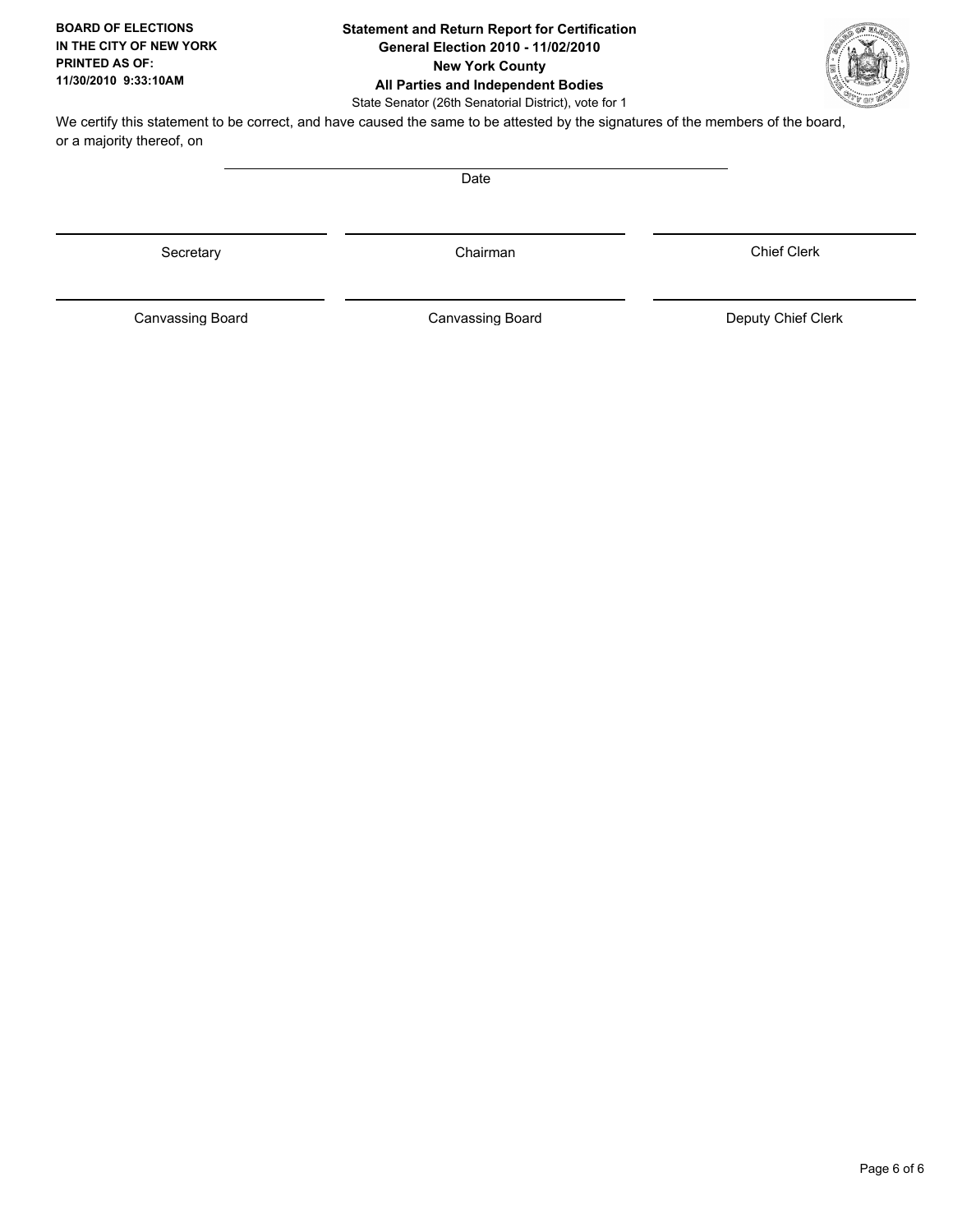**BOARD OF ELECTIONS IN THE CITY OF NEW YORK PRINTED AS OF: 11/30/2010 9:33:10AM**

**Statement and Return Report for Certification**
**General Election 2010 - 11/02/2010**
**New York County**
**All Parties and Independent Bodies**
State Senator (26th Senatorial District), vote for 1

We certify this statement to be correct, and have caused the same to be attested by the signatures of the members of the board, or a majority thereof, on

\_\_\_\_\_\_\_\_\_\_\_\_\_\_\_\_\_\_\_\_\_\_\_\_\_\_\_\_\_\_\_\_\_\_\_\_\_\_\_\_
Date

| | | |
|---|---|---|
| Secretary | Chairman | Chief Clerk |
| Canvassing Board | Canvassing Board | Deputy Chief Clerk |